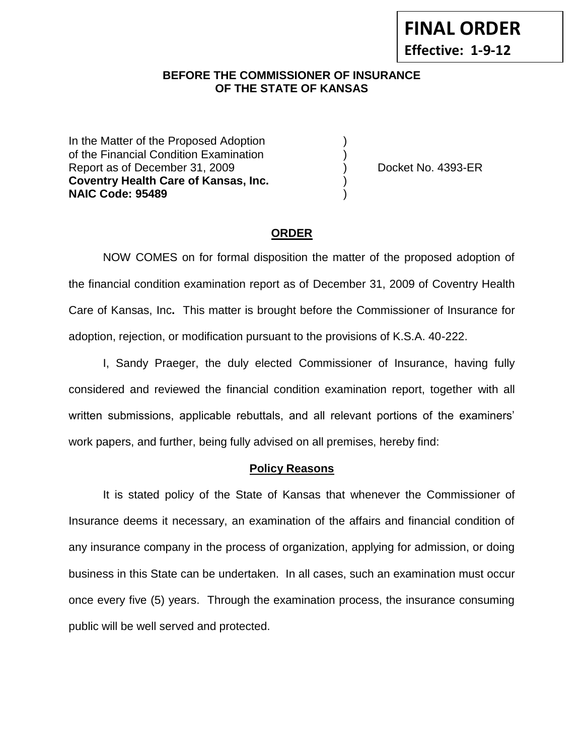**FINAL ORDER**
**Effective: 1-9-12**

**BEFORE THE COMMISSIONER OF INSURANCE OF THE STATE OF KANSAS**

In the Matter of the Proposed Adoption )
of the Financial Condition Examination )
Report as of December 31, 2009 ) Docket No. 4393-ER
**Coventry Health Care of Kansas, Inc.** )
**NAIC Code: 95489** )

## ORDER

NOW COMES on for formal disposition the matter of the proposed adoption of the financial condition examination report as of December 31, 2009 of Coventry Health Care of Kansas, Inc**.** This matter is brought before the Commissioner of Insurance for adoption, rejection, or modification pursuant to the provisions of K.S.A. 40-222.

I, Sandy Praeger, the duly elected Commissioner of Insurance, having fully considered and reviewed the financial condition examination report, together with all written submissions, applicable rebuttals, and all relevant portions of the examiners' work papers, and further, being fully advised on all premises, hereby find:

### Policy Reasons

It is stated policy of the State of Kansas that whenever the Commissioner of Insurance deems it necessary, an examination of the affairs and financial condition of any insurance company in the process of organization, applying for admission, or doing business in this State can be undertaken. In all cases, such an examination must occur once every five (5) years. Through the examination process, the insurance consuming public will be well served and protected.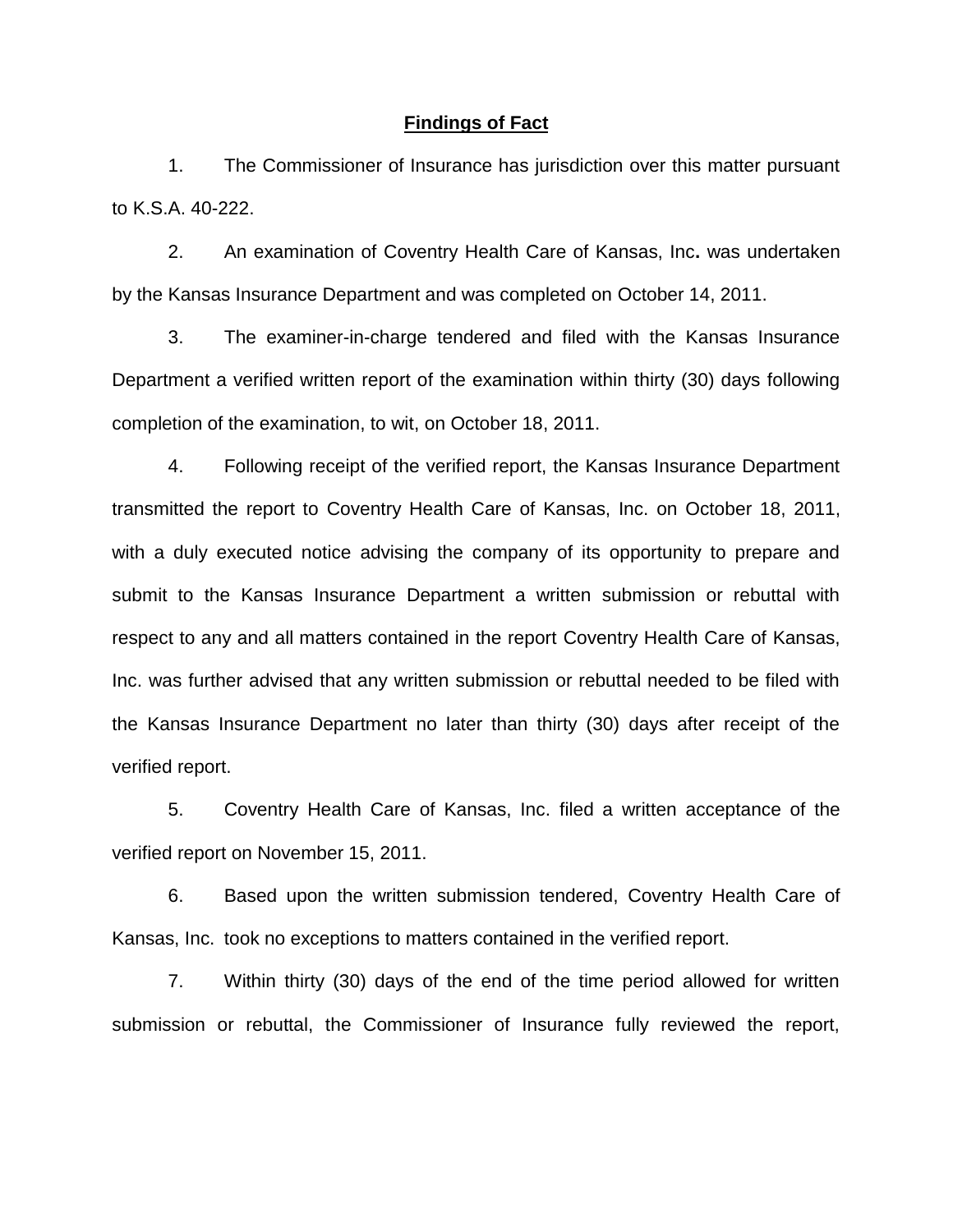## Findings of Fact

1. The Commissioner of Insurance has jurisdiction over this matter pursuant to K.S.A. 40-222.

2. An examination of Coventry Health Care of Kansas, Inc**.** was undertaken by the Kansas Insurance Department and was completed on October 14, 2011.

3. The examiner-in-charge tendered and filed with the Kansas Insurance Department a verified written report of the examination within thirty (30) days following completion of the examination, to wit, on October 18, 2011.

4. Following receipt of the verified report, the Kansas Insurance Department transmitted the report to Coventry Health Care of Kansas, Inc. on October 18, 2011, with a duly executed notice advising the company of its opportunity to prepare and submit to the Kansas Insurance Department a written submission or rebuttal with respect to any and all matters contained in the report Coventry Health Care of Kansas, Inc. was further advised that any written submission or rebuttal needed to be filed with the Kansas Insurance Department no later than thirty (30) days after receipt of the verified report.

5. Coventry Health Care of Kansas, Inc. filed a written acceptance of the verified report on November 15, 2011.

6. Based upon the written submission tendered, Coventry Health Care of Kansas, Inc. took no exceptions to matters contained in the verified report.

7. Within thirty (30) days of the end of the time period allowed for written submission or rebuttal, the Commissioner of Insurance fully reviewed the report,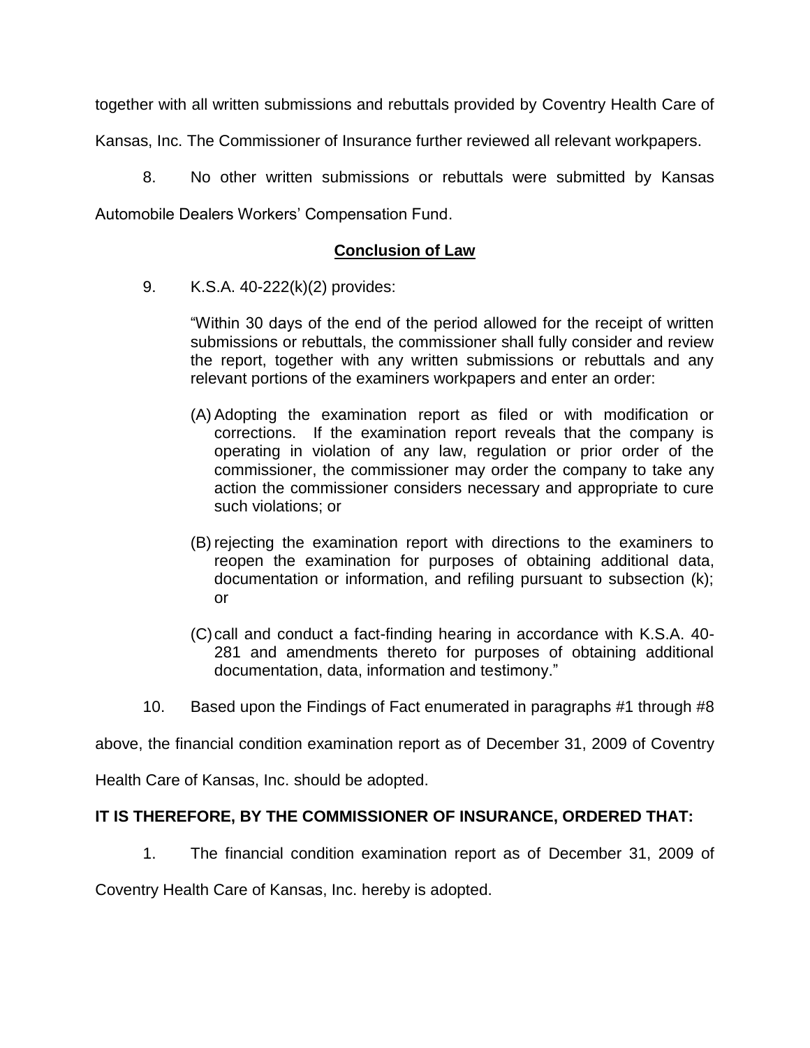together with all written submissions and rebuttals provided by Coventry Health Care of Kansas, Inc. The Commissioner of Insurance further reviewed all relevant workpapers.

8. No other written submissions or rebuttals were submitted by Kansas Automobile Dealers Workers' Compensation Fund.

## Conclusion of Law

9. K.S.A. 40-222(k)(2) provides:

> "Within 30 days of the end of the period allowed for the receipt of written submissions or rebuttals, the commissioner shall fully consider and review the report, together with any written submissions or rebuttals and any relevant portions of the examiners workpapers and enter an order:
>
> (A) Adopting the examination report as filed or with modification or corrections. If the examination report reveals that the company is operating in violation of any law, regulation or prior order of the commissioner, the commissioner may order the company to take any action the commissioner considers necessary and appropriate to cure such violations; or
>
> (B) rejecting the examination report with directions to the examiners to reopen the examination for purposes of obtaining additional data, documentation or information, and refiling pursuant to subsection (k); or
>
> (C) call and conduct a fact-finding hearing in accordance with K.S.A. 40-281 and amendments thereto for purposes of obtaining additional documentation, data, information and testimony."

10. Based upon the Findings of Fact enumerated in paragraphs #1 through #8 above, the financial condition examination report as of December 31, 2009 of Coventry Health Care of Kansas, Inc. should be adopted.

**IT IS THEREFORE, BY THE COMMISSIONER OF INSURANCE, ORDERED THAT:**

1. The financial condition examination report as of December 31, 2009 of Coventry Health Care of Kansas, Inc. hereby is adopted.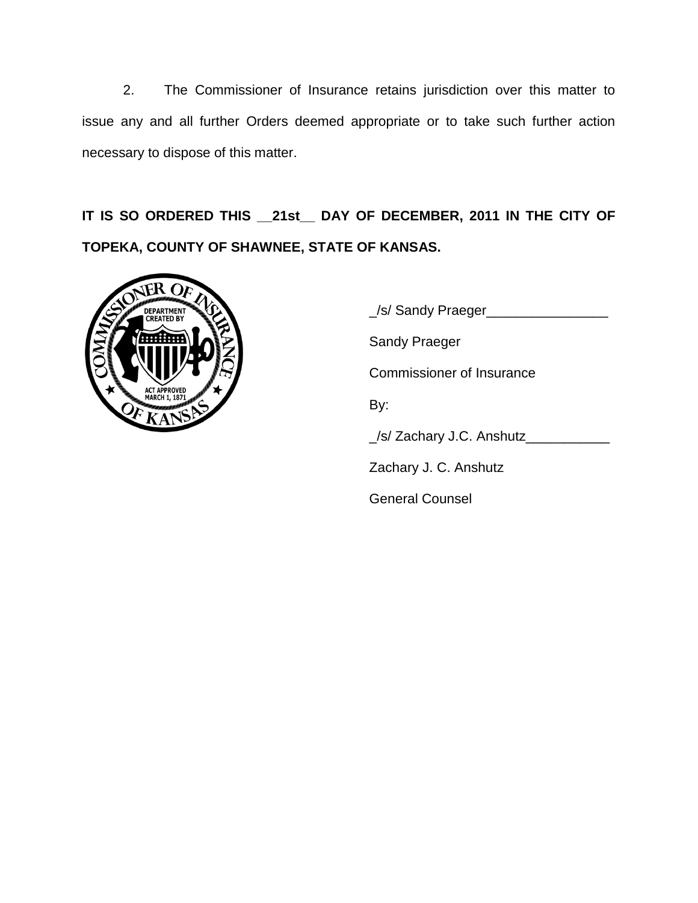2. The Commissioner of Insurance retains jurisdiction over this matter to issue any and all further Orders deemed appropriate or to take such further action necessary to dispose of this matter.

**IT IS SO ORDERED THIS __21st__ DAY OF DECEMBER, 2011 IN THE CITY OF TOPEKA, COUNTY OF SHAWNEE, STATE OF KANSAS.**

_/s/ Sandy Praeger________________

Sandy Praeger

Commissioner of Insurance

By:

_/s/ Zachary J.C. Anshutz___________

Zachary J. C. Anshutz

General Counsel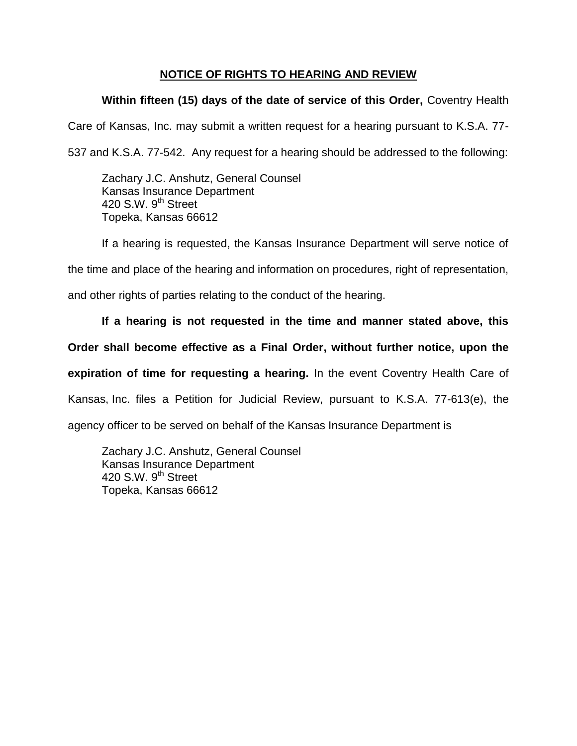## NOTICE OF RIGHTS TO HEARING AND REVIEW

**Within fifteen (15) days of the date of service of this Order,** Coventry Health Care of Kansas, Inc. may submit a written request for a hearing pursuant to K.S.A. 77-537 and K.S.A. 77-542. Any request for a hearing should be addressed to the following:

Zachary J.C. Anshutz, General Counsel
Kansas Insurance Department
420 S.W. 9th Street
Topeka, Kansas 66612

If a hearing is requested, the Kansas Insurance Department will serve notice of the time and place of the hearing and information on procedures, right of representation, and other rights of parties relating to the conduct of the hearing.

**If a hearing is not requested in the time and manner stated above, this Order shall become effective as a Final Order, without further notice, upon the expiration of time for requesting a hearing.** In the event Coventry Health Care of Kansas, Inc. files a Petition for Judicial Review, pursuant to K.S.A. 77-613(e), the agency officer to be served on behalf of the Kansas Insurance Department is

Zachary J.C. Anshutz, General Counsel
Kansas Insurance Department
420 S.W. 9th Street
Topeka, Kansas 66612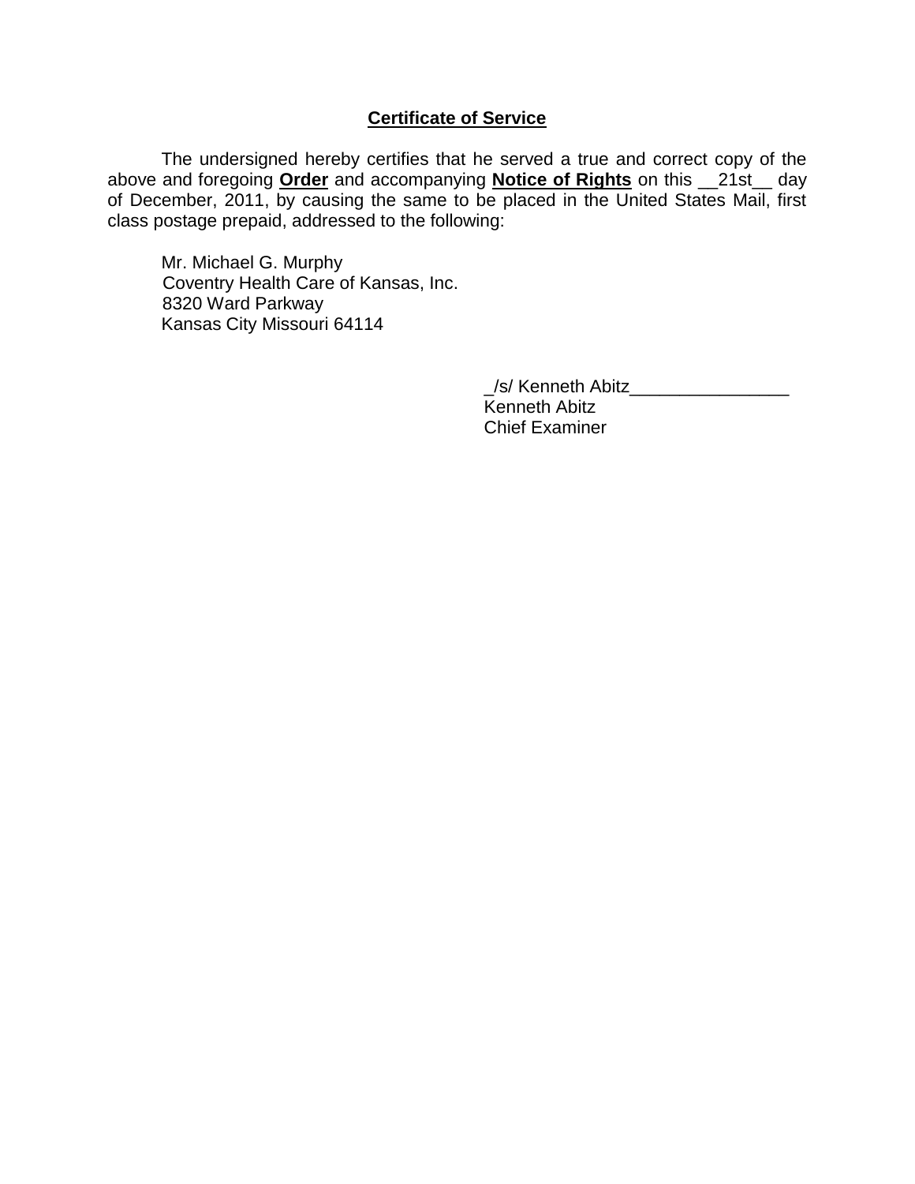**Certificate of Service**

The undersigned hereby certifies that he served a true and correct copy of the above and foregoing **Order** and accompanying **Notice of Rights** on this __21st__ day of December, 2011, by causing the same to be placed in the United States Mail, first class postage prepaid, addressed to the following:

Mr. Michael G. Murphy
Coventry Health Care of Kansas, Inc.
8320 Ward Parkway
Kansas City Missouri 64114

_/s/ Kenneth Abitz________________
Kenneth Abitz
Chief Examiner